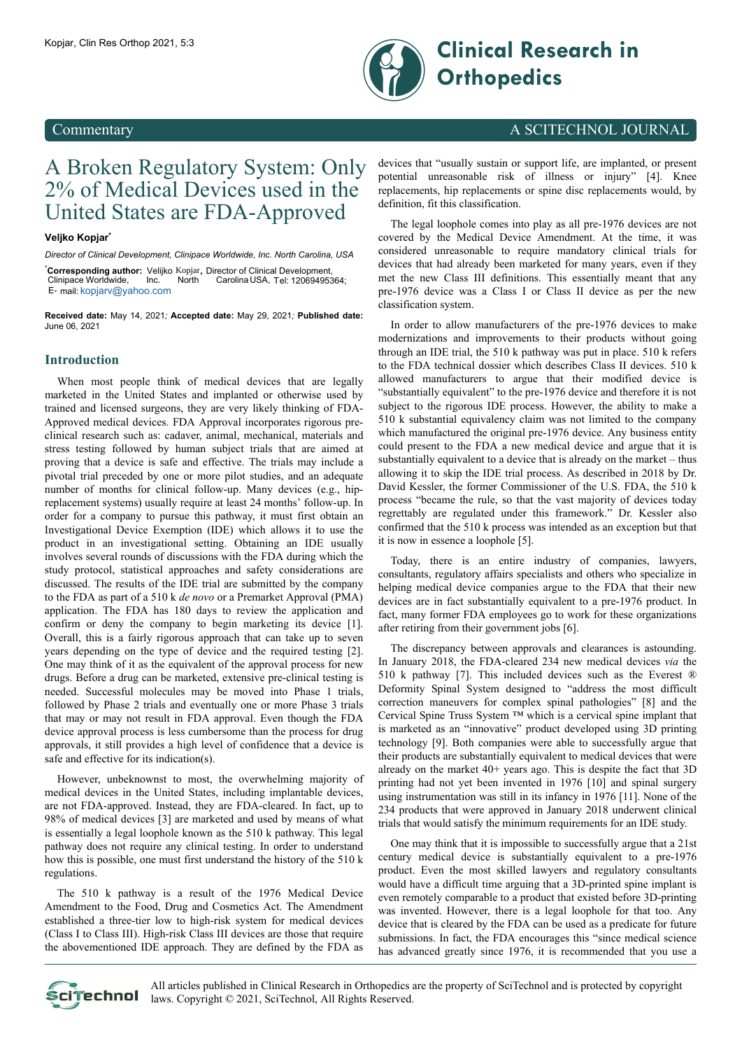Commentary

# A Broken Regulatory System: Only 2% of Medical Devices used in the United States are FDA-Approved

**Veljko Kopjar***

*Director of Clinical Development, Clinipace Worldwide, Inc. North Carolina, USA*

***Corresponding author:** Velijko Kopjar, Director of Clinical Development, Clinipace Worldwide, Inc. North Carolina USA, Tel: 12069495364; E- mail: kopjarv@yahoo.com

**Received date:** May 14, 2021; **Accepted date:** May 29, 2021; **Published date:** June 06, 2021

## Introduction

When most people think of medical devices that are legally marketed in the United States and implanted or otherwise used by trained and licensed surgeons, they are very likely thinking of FDA-Approved medical devices. FDA Approval incorporates rigorous pre-clinical research such as: cadaver, animal, mechanical, materials and stress testing followed by human subject trials that are aimed at proving that a device is safe and effective. The trials may include a pivotal trial preceded by one or more pilot studies, and an adequate number of months for clinical follow-up. Many devices (e.g., hip-replacement systems) usually require at least 24 months' follow-up. In order for a company to pursue this pathway, it must first obtain an Investigational Device Exemption (IDE) which allows it to use the product in an investigational setting. Obtaining an IDE usually involves several rounds of discussions with the FDA during which the study protocol, statistical approaches and safety considerations are discussed. The results of the IDE trial are submitted by the company to the FDA as part of a 510 k *de novo* or a Premarket Approval (PMA) application. The FDA has 180 days to review the application and confirm or deny the company to begin marketing its device [1]. Overall, this is a fairly rigorous approach that can take up to seven years depending on the type of device and the required testing [2]. One may think of it as the equivalent of the approval process for new drugs. Before a drug can be marketed, extensive pre-clinical testing is needed. Successful molecules may be moved into Phase 1 trials, followed by Phase 2 trials and eventually one or more Phase 3 trials that may or may not result in FDA approval. Even though the FDA device approval process is less cumbersome than the process for drug approvals, it still provides a high level of confidence that a device is safe and effective for its indication(s).

However, unbeknownst to most, the overwhelming majority of medical devices in the United States, including implantable devices, are not FDA-approved. Instead, they are FDA-cleared. In fact, up to 98% of medical devices [3] are marketed and used by means of what is essentially a legal loophole known as the 510 k pathway. This legal pathway does not require any clinical testing. In order to understand how this is possible, one must first understand the history of the 510 k regulations.

The 510 k pathway is a result of the 1976 Medical Device Amendment to the Food, Drug and Cosmetics Act. The Amendment established a three-tier low to high-risk system for medical devices (Class I to Class III). High-risk Class III devices are those that require the abovementioned IDE approach. They are defined by the FDA as devices that "usually sustain or support life, are implanted, or present potential unreasonable risk of illness or injury" [4]. Knee replacements, hip replacements or spine disc replacements would, by definition, fit this classification.

The legal loophole comes into play as all pre-1976 devices are not covered by the Medical Device Amendment. At the time, it was considered unreasonable to require mandatory clinical trials for devices that had already been marketed for many years, even if they met the new Class III definitions. This essentially meant that any pre-1976 device was a Class I or Class II device as per the new classification system.

In order to allow manufacturers of the pre-1976 devices to make modernizations and improvements to their products without going through an IDE trial, the 510 k pathway was put in place. 510 k refers to the FDA technical dossier which describes Class II devices. 510 k allowed manufacturers to argue that their modified device is "substantially equivalent" to the pre-1976 device and therefore it is not subject to the rigorous IDE process. However, the ability to make a 510 k substantial equivalency claim was not limited to the company which manufactured the original pre-1976 device. Any business entity could present to the FDA a new medical device and argue that it is substantially equivalent to a device that is already on the market – thus allowing it to skip the IDE trial process. As described in 2018 by Dr. David Kessler, the former Commissioner of the U.S. FDA, the 510 k process "became the rule, so that the vast majority of devices today regrettably are regulated under this framework." Dr. Kessler also confirmed that the 510 k process was intended as an exception but that it is now in essence a loophole [5].

Today, there is an entire industry of companies, lawyers, consultants, regulatory affairs specialists and others who specialize in helping medical device companies argue to the FDA that their new devices are in fact substantially equivalent to a pre-1976 product. In fact, many former FDA employees go to work for these organizations after retiring from their government jobs [6].

The discrepancy between approvals and clearances is astounding. In January 2018, the FDA-cleared 234 new medical devices *via* the 510 k pathway [7]. This included devices such as the Everest ® Deformity Spinal System designed to "address the most difficult correction maneuvers for complex spinal pathologies" [8] and the Cervical Spine Truss System ™ which is a cervical spine implant that is marketed as an "innovative" product developed using 3D printing technology [9]. Both companies were able to successfully argue that their products are substantially equivalent to medical devices that were already on the market 40+ years ago. This is despite the fact that 3D printing had not yet been invented in 1976 [10] and spinal surgery using instrumentation was still in its infancy in 1976 [11]. None of the 234 products that were approved in January 2018 underwent clinical trials that would satisfy the minimum requirements for an IDE study.

One may think that it is impossible to successfully argue that a 21st century medical device is substantially equivalent to a pre-1976 product. Even the most skilled lawyers and regulatory consultants would have a difficult time arguing that a 3D-printed spine implant is even remotely comparable to a product that existed before 3D-printing was invented. However, there is a legal loophole for that too. Any device that is cleared by the FDA can be used as a predicate for future submissions. In fact, the FDA encourages this "since medical science has advanced greatly since 1976, it is recommended that you use a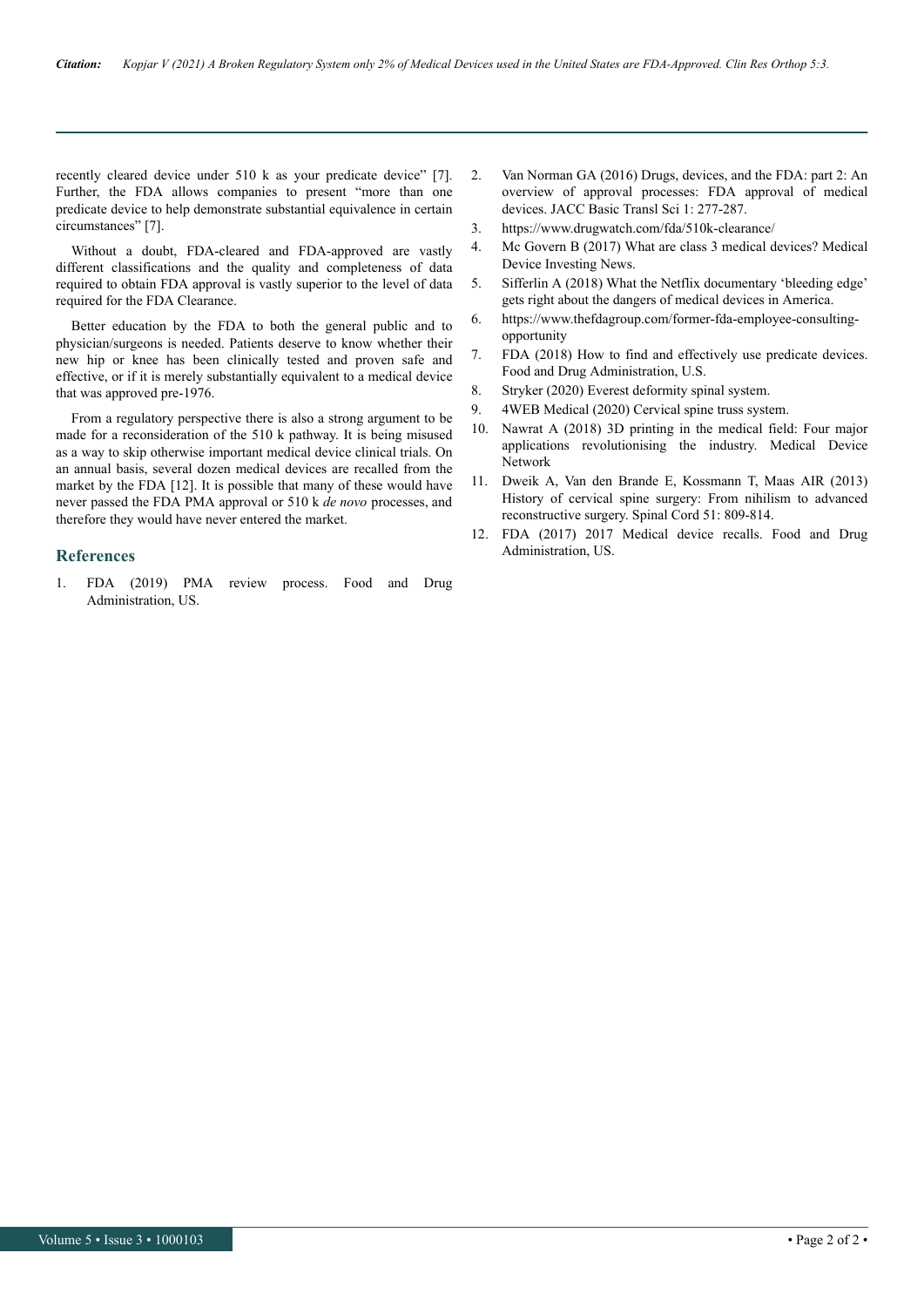recently cleared device under 510 k as your predicate device" [7]. Further, the FDA allows companies to present "more than one predicate device to help demonstrate substantial equivalence in certain circumstances" [7].

Without a doubt, FDA-cleared and FDA-approved are vastly different classifications and the quality and completeness of data required to obtain FDA approval is vastly superior to the level of data required for the FDA Clearance.

Better education by the FDA to both the general public and to physician/surgeons is needed. Patients deserve to know whether their new hip or knee has been clinically tested and proven safe and effective, or if it is merely substantially equivalent to a medical device that was approved pre-1976.

From a regulatory perspective there is also a strong argument to be made for a reconsideration of the 510 k pathway. It is being misused as a way to skip otherwise important medical device clinical trials. On an annual basis, several dozen medical devices are recalled from the market by the FDA [12]. It is possible that many of these would have never passed the FDA PMA approval or 510 k *de novo* processes, and therefore they would have never entered the market.

## References

1. FDA (2019) PMA review process. Food and Drug Administration, US.
2. Van Norman GA (2016) Drugs, devices, and the FDA: part 2: An overview of approval processes: FDA approval of medical devices. JACC Basic Transl Sci 1: 277-287.
3. https://www.drugwatch.com/fda/510k-clearance/
4. Mc Govern B (2017) What are class 3 medical devices? Medical Device Investing News.
5. Sifferlin A (2018) What the Netflix documentary 'bleeding edge' gets right about the dangers of medical devices in America.
6. https://www.thefdagroup.com/former-fda-employee-consulting-opportunity
7. FDA (2018) How to find and effectively use predicate devices. Food and Drug Administration, U.S.
8. Stryker (2020) Everest deformity spinal system.
9. 4WEB Medical (2020) Cervical spine truss system.
10. Nawrat A (2018) 3D printing in the medical field: Four major applications revolutionising the industry. Medical Device Network
11. Dweik A, Van den Brande E, Kossmann T, Maas AIR (2013) History of cervical spine surgery: From nihilism to advanced reconstructive surgery. Spinal Cord 51: 809-814.
12. FDA (2017) 2017 Medical device recalls. Food and Drug Administration, US.